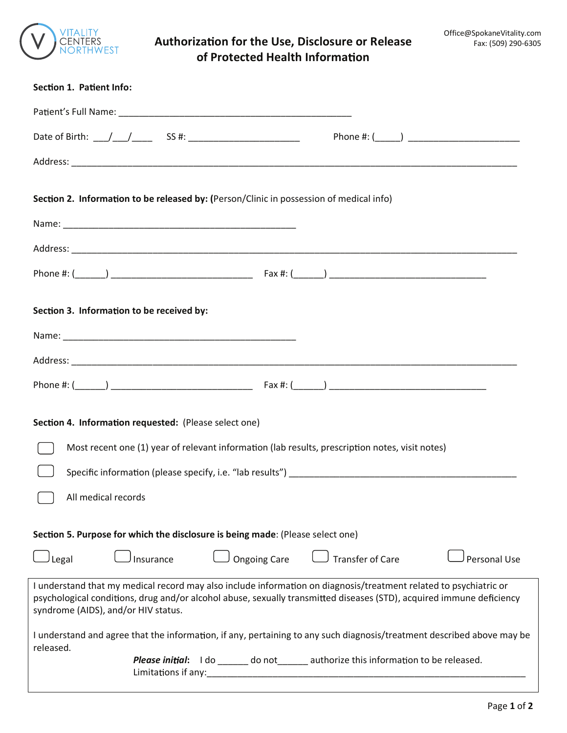VITALITY CENTERS NORTHWEST

Office@SpokaneVitality.com
Fax: (509) 290-6305

# Authorization for the Use, Disclosure or Release of Protected Health Information

**Section 1. Patient Info:**

Patient's Full Name: _______________________________________________

Date of Birth: ___/___/____ SS #: ______________________ Phone #: (_____) ______________________

Address: ________________________________________________________________________________________

**Section 2. Information to be released by:** (Person/Clinic in possession of medical info)

Name: _______________________________________________

Address: ________________________________________________________________________________________

Phone #: (______) ____________________________ Fax #: (______) _______________________________

**Section 3. Information to be received by:**

Name: _______________________________________________

Address: ________________________________________________________________________________________

Phone #: (______) ____________________________ Fax #: (______) _______________________________

**Section 4. Information requested:** (Please select one)

☐ Most recent one (1) year of relevant information (lab results, prescription notes, visit notes)

☐ Specific information (please specify, i.e. "lab results") _____________________________________________

☐ All medical records

**Section 5. Purpose for which the disclosure is being made**: (Please select one)

☐ Legal ☐ Insurance ☐ Ongoing Care ☐ Transfer of Care ☐ Personal Use

I understand that my medical record may also include information on diagnosis/treatment related to psychiatric or psychological conditions, drug and/or alcohol abuse, sexually transmitted diseases (STD), acquired immune deficiency syndrome (AIDS), and/or HIV status.

I understand and agree that the information, if any, pertaining to any such diagnosis/treatment described above may be released.

***Please initial***: I do ______ do not______ authorize this information to be released.
Limitations if any:_________________________________________________________________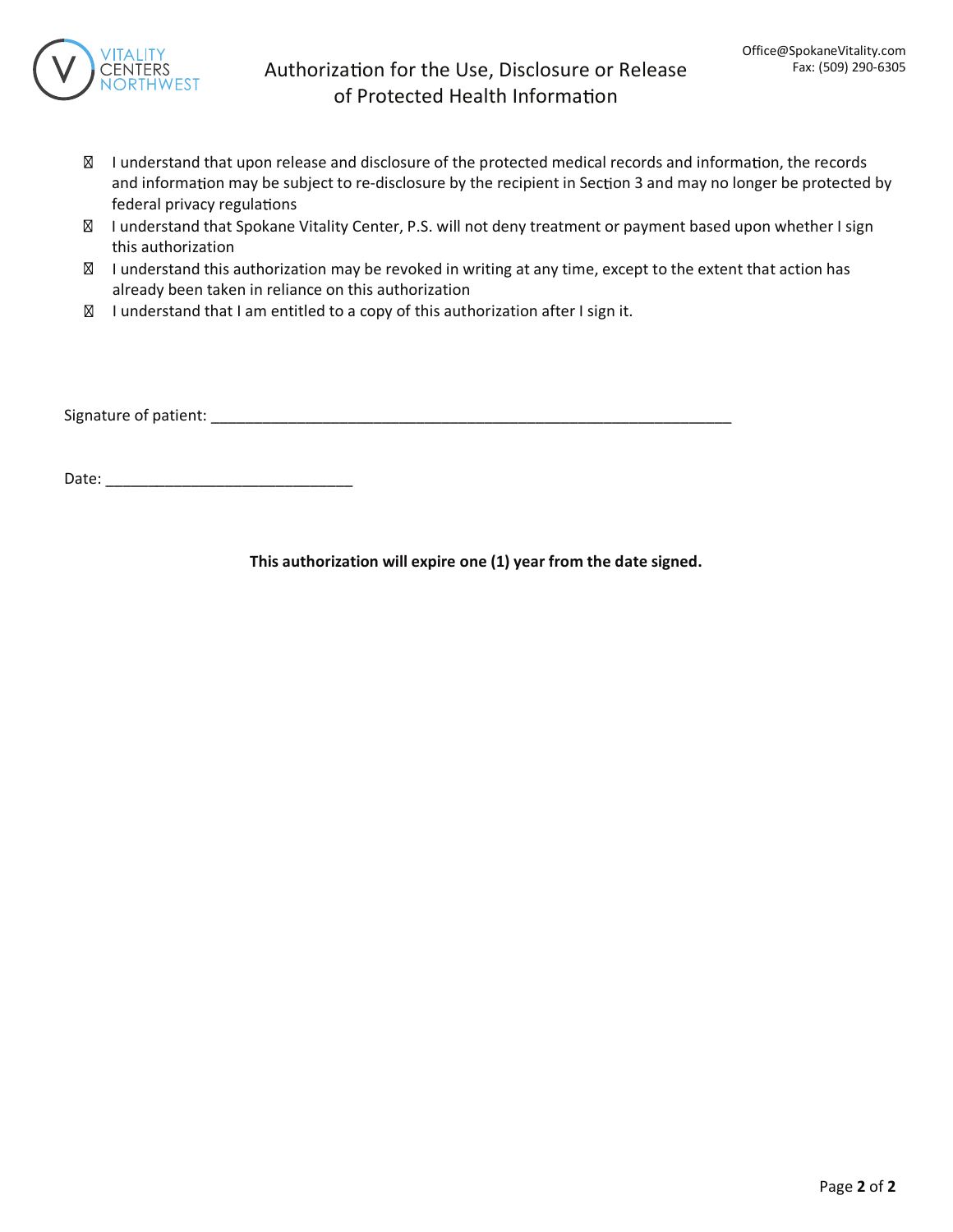- I understand that upon release and disclosure of the protected medical records and information, the records and information may be subject to re-disclosure by the recipient in Section 3 and may no longer be protected by federal privacy regulations
- I understand that Spokane Vitality Center, P.S. will not deny treatment or payment based upon whether I sign this authorization
- I understand this authorization may be revoked in writing at any time, except to the extent that action has already been taken in reliance on this authorization
- I understand that I am entitled to a copy of this authorization after I sign it.

Signature of patient: ______________________________________________________________

Date: _____________________________

**This authorization will expire one (1) year from the date signed.**